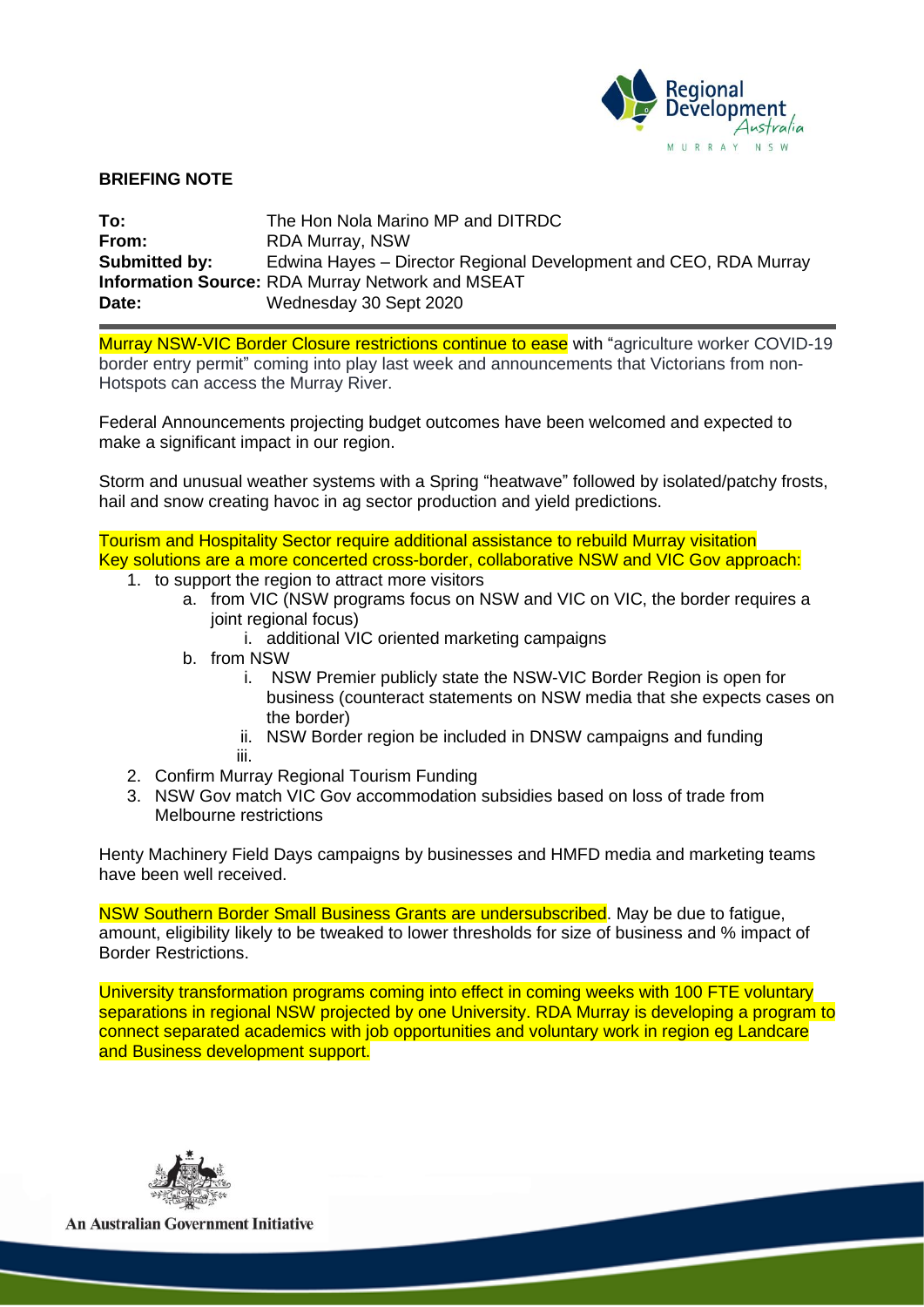**BRIEFING NOTE**

**To:** The Hon Nola Marino MP and DITRDC
**From:** RDA Murray, NSW
**Submitted by:** Edwina Hayes – Director Regional Development and CEO, RDA Murray
**Information Source:** RDA Murray Network and MSEAT
**Date:** Wednesday 30 Sept 2020

---

Murray NSW-VIC Border Closure restrictions continue to ease with "agriculture worker COVID-19 border entry permit" coming into play last week and announcements that Victorians from non-Hotspots can access the Murray River.

Federal Announcements projecting budget outcomes have been welcomed and expected to make a significant impact in our region.

Storm and unusual weather systems with a Spring "heatwave" followed by isolated/patchy frosts, hail and snow creating havoc in ag sector production and yield predictions.

Tourism and Hospitality Sector require additional assistance to rebuild Murray visitation
Key solutions are a more concerted cross-border, collaborative NSW and VIC Gov approach:

1. to support the region to attract more visitors
   a. from VIC (NSW programs focus on NSW and VIC on VIC, the border requires a joint regional focus)
      i. additional VIC oriented marketing campaigns
   b. from NSW
      i. NSW Premier publicly state the NSW-VIC Border Region is open for business (counteract statements on NSW media that she expects cases on the border)
      ii. NSW Border region be included in DNSW campaigns and funding
      iii.
2. Confirm Murray Regional Tourism Funding
3. NSW Gov match VIC Gov accommodation subsidies based on loss of trade from Melbourne restrictions

Henty Machinery Field Days campaigns by businesses and HMFD media and marketing teams have been well received.

NSW Southern Border Small Business Grants are undersubscribed. May be due to fatigue, amount, eligibility likely to be tweaked to lower thresholds for size of business and % impact of Border Restrictions.

University transformation programs coming into effect in coming weeks with 100 FTE voluntary separations in regional NSW projected by one University. RDA Murray is developing a program to connect separated academics with job opportunities and voluntary work in region eg Landcare and Business development support.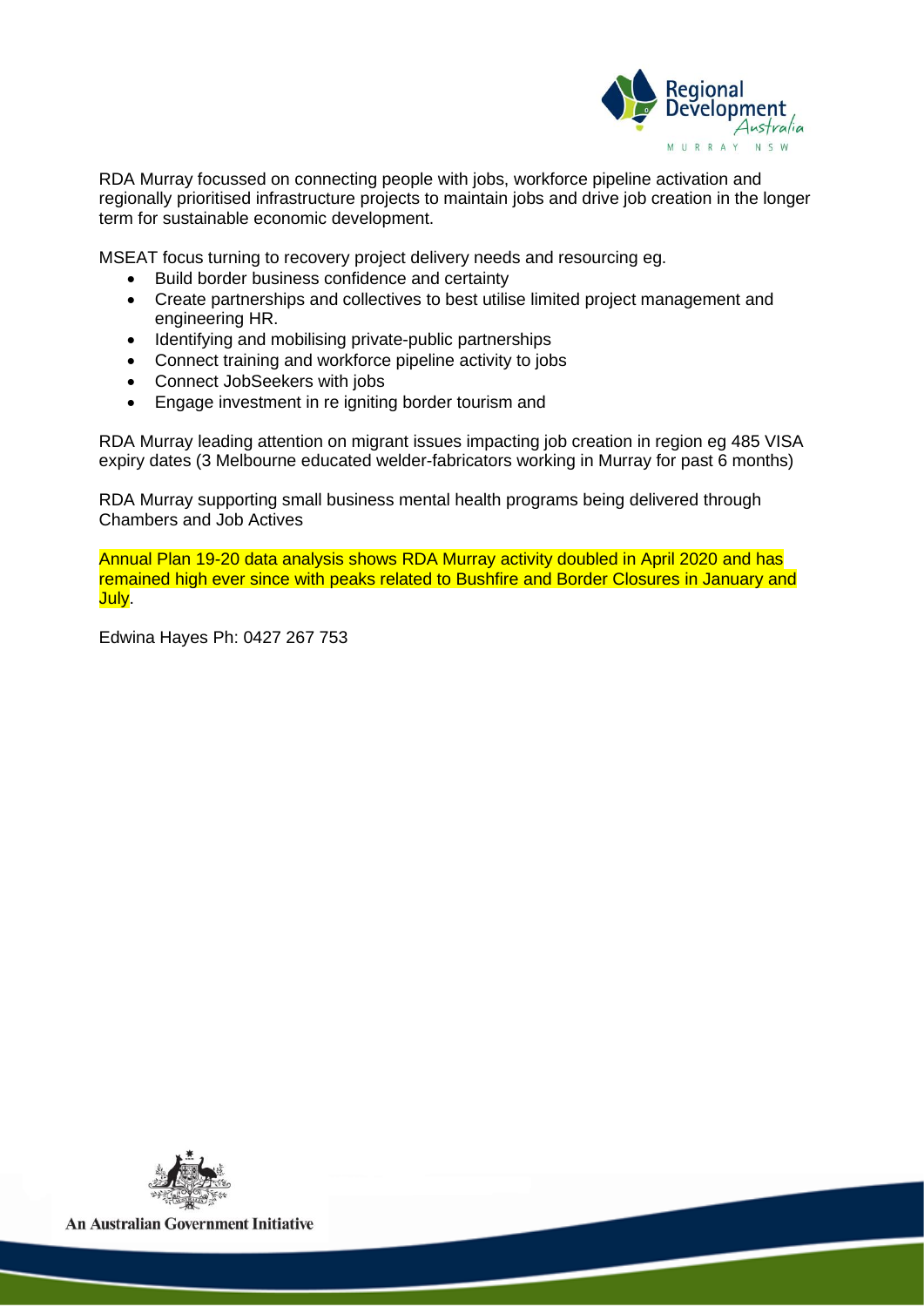RDA Murray focussed on connecting people with jobs, workforce pipeline activation and regionally prioritised infrastructure projects to maintain jobs and drive job creation in the longer term for sustainable economic development.

MSEAT focus turning to recovery project delivery needs and resourcing eg.

- Build border business confidence and certainty
- Create partnerships and collectives to best utilise limited project management and engineering HR.
- Identifying and mobilising private-public partnerships
- Connect training and workforce pipeline activity to jobs
- Connect JobSeekers with jobs
- Engage investment in re igniting border tourism and

RDA Murray leading attention on migrant issues impacting job creation in region eg 485 VISA expiry dates (3 Melbourne educated welder-fabricators working in Murray for past 6 months)

RDA Murray supporting small business mental health programs being delivered through Chambers and Job Actives

Annual Plan 19-20 data analysis shows RDA Murray activity doubled in April 2020 and has remained high ever since with peaks related to Bushfire and Border Closures in January and July.

Edwina Hayes Ph: 0427 267 753